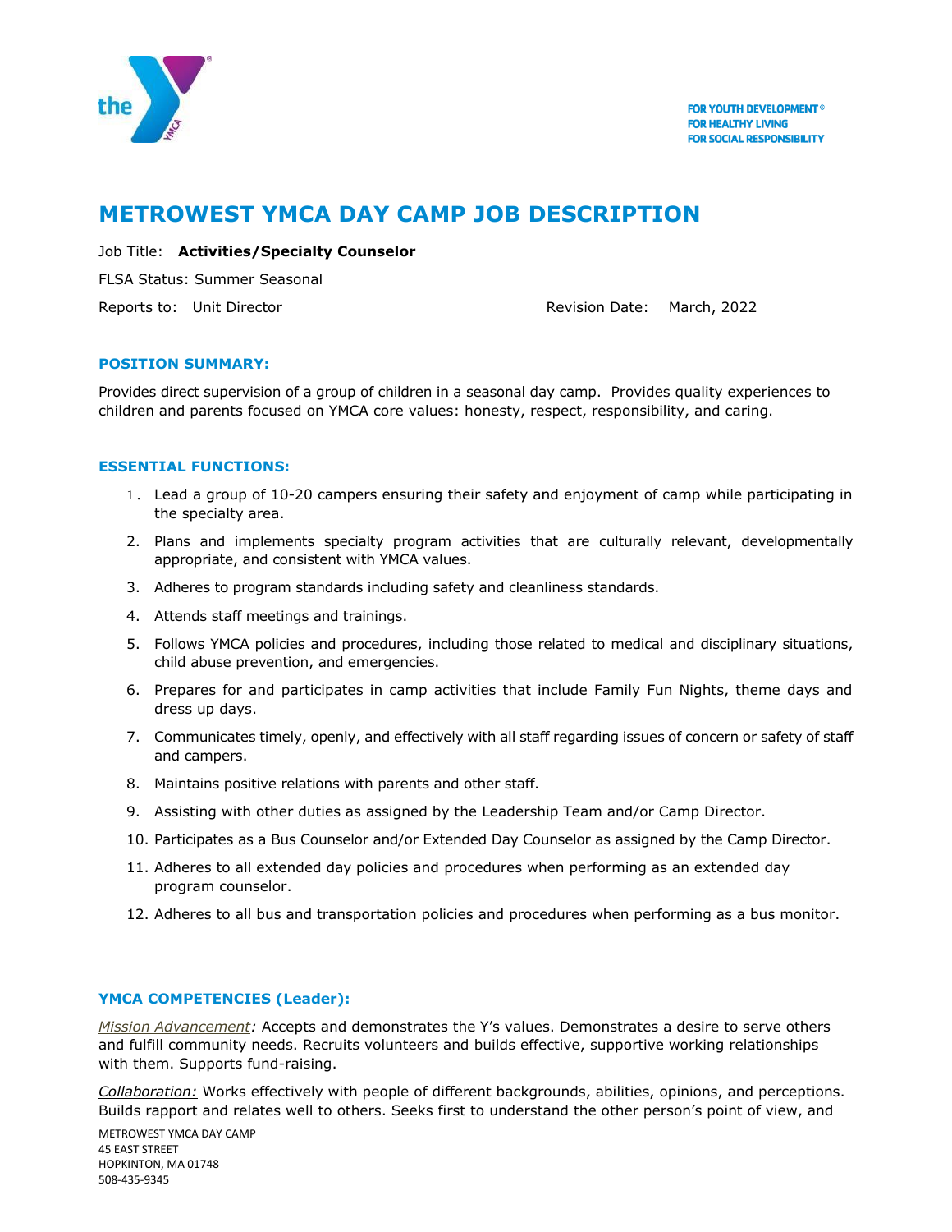FOR YOUTH DEVELOPMENT®
FOR HEALTHY LIVING
FOR SOCIAL RESPONSIBILITY

# METROWEST YMCA DAY CAMP JOB DESCRIPTION

Job Title: **Activities/Specialty Counselor**

FLSA Status: Summer Seasonal

Reports to: Unit Director

Revision Date: March, 2022

## POSITION SUMMARY:

Provides direct supervision of a group of children in a seasonal day camp. Provides quality experiences to children and parents focused on YMCA core values: honesty, respect, responsibility, and caring.

## ESSENTIAL FUNCTIONS:

1. Lead a group of 10-20 campers ensuring their safety and enjoyment of camp while participating in the specialty area.
2. Plans and implements specialty program activities that are culturally relevant, developmentally appropriate, and consistent with YMCA values.
3. Adheres to program standards including safety and cleanliness standards.
4. Attends staff meetings and trainings.
5. Follows YMCA policies and procedures, including those related to medical and disciplinary situations, child abuse prevention, and emergencies.
6. Prepares for and participates in camp activities that include Family Fun Nights, theme days and dress up days.
7. Communicates timely, openly, and effectively with all staff regarding issues of concern or safety of staff and campers.
8. Maintains positive relations with parents and other staff.
9. Assisting with other duties as assigned by the Leadership Team and/or Camp Director.
10. Participates as a Bus Counselor and/or Extended Day Counselor as assigned by the Camp Director.
11. Adheres to all extended day policies and procedures when performing as an extended day program counselor.
12. Adheres to all bus and transportation policies and procedures when performing as a bus monitor.

## YMCA COMPETENCIES (Leader):

*Mission Advancement:* Accepts and demonstrates the Y's values. Demonstrates a desire to serve others and fulfill community needs. Recruits volunteers and builds effective, supportive working relationships with them. Supports fund-raising.

*Collaboration:* Works effectively with people of different backgrounds, abilities, opinions, and perceptions. Builds rapport and relates well to others. Seeks first to understand the other person's point of view, and

METROWEST YMCA DAY CAMP
45 EAST STREET
HOPKINTON, MA 01748
508-435-9345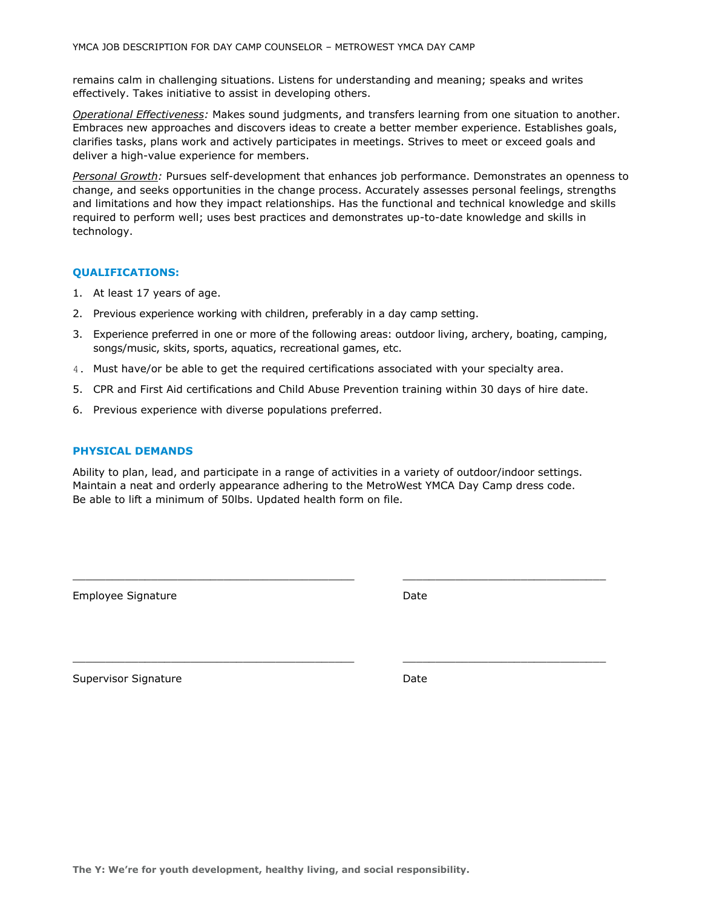remains calm in challenging situations. Listens for understanding and meaning; speaks and writes effectively. Takes initiative to assist in developing others.

*Operational Effectiveness:* Makes sound judgments, and transfers learning from one situation to another. Embraces new approaches and discovers ideas to create a better member experience. Establishes goals, clarifies tasks, plans work and actively participates in meetings. Strives to meet or exceed goals and deliver a high-value experience for members.

*Personal Growth:* Pursues self-development that enhances job performance. Demonstrates an openness to change, and seeks opportunities in the change process. Accurately assesses personal feelings, strengths and limitations and how they impact relationships. Has the functional and technical knowledge and skills required to perform well; uses best practices and demonstrates up-to-date knowledge and skills in technology.

## QUALIFICATIONS:

1. At least 17 years of age.
2. Previous experience working with children, preferably in a day camp setting.
3. Experience preferred in one or more of the following areas: outdoor living, archery, boating, camping, songs/music, skits, sports, aquatics, recreational games, etc.
4. Must have/or be able to get the required certifications associated with your specialty area.
5. CPR and First Aid certifications and Child Abuse Prevention training within 30 days of hire date.
6. Previous experience with diverse populations preferred.

## PHYSICAL DEMANDS

Ability to plan, lead, and participate in a range of activities in a variety of outdoor/indoor settings.
Maintain a neat and orderly appearance adhering to the MetroWest YMCA Day Camp dress code.
Be able to lift a minimum of 50lbs. Updated health form on file.

\_\_\_\_\_\_\_\_\_\_\_\_\_\_\_\_\_\_\_\_\_\_\_\_\_\_\_\_\_\_\_\_\_\_\_\_\_\_\_\_ \_\_\_\_\_\_\_\_\_\_\_\_\_\_\_\_\_\_\_\_\_\_\_\_\_\_\_\_\_\_

Employee Signature Date

\_\_\_\_\_\_\_\_\_\_\_\_\_\_\_\_\_\_\_\_\_\_\_\_\_\_\_\_\_\_\_\_\_\_\_\_\_\_\_\_ \_\_\_\_\_\_\_\_\_\_\_\_\_\_\_\_\_\_\_\_\_\_\_\_\_\_\_\_\_\_

Supervisor Signature Date